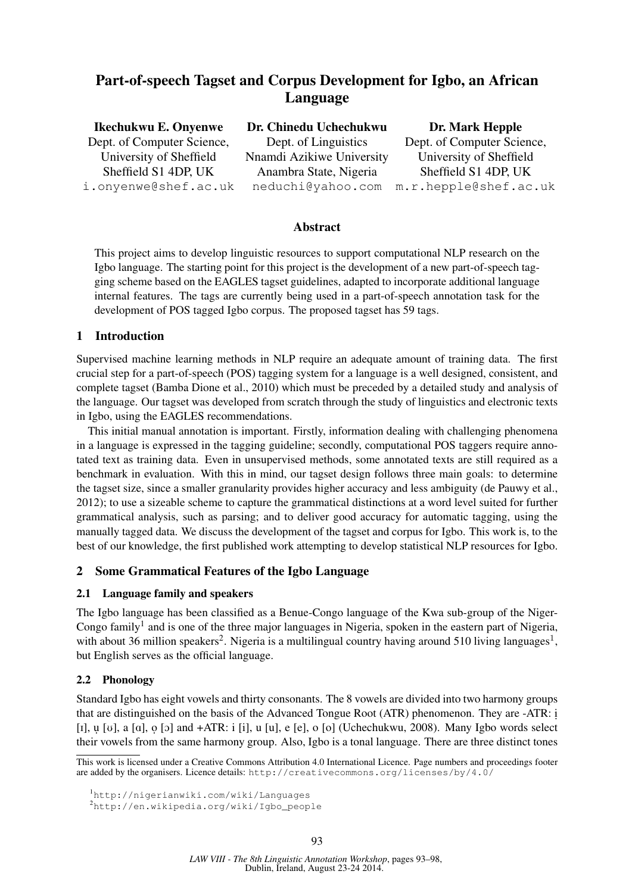# Part-of-speech Tagset and Corpus Development for Igbo, an African Language

**Ikechukwu E. Onyenwe**
Dept. of Computer Science,
University of Sheffield
Sheffield S1 4DP, UK
i.onyenwe@shef.ac.uk

**Dr. Chinedu Uchechukwu**
Dept. of Linguistics
Nnamdi Azikiwe University
Anambra State, Nigeria
neduchi@yahoo.com

**Dr. Mark Hepple**
Dept. of Computer Science,
University of Sheffield
Sheffield S1 4DP, UK
m.r.hepple@shef.ac.uk

## Abstract

This project aims to develop linguistic resources to support computational NLP research on the Igbo language. The starting point for this project is the development of a new part-of-speech tagging scheme based on the EAGLES tagset guidelines, adapted to incorporate additional language internal features. The tags are currently being used in a part-of-speech annotation task for the development of POS tagged Igbo corpus. The proposed tagset has 59 tags.

## 1 Introduction

Supervised machine learning methods in NLP require an adequate amount of training data. The first crucial step for a part-of-speech (POS) tagging system for a language is a well designed, consistent, and complete tagset (Bamba Dione et al., 2010) which must be preceded by a detailed study and analysis of the language. Our tagset was developed from scratch through the study of linguistics and electronic texts in Igbo, using the EAGLES recommendations.

This initial manual annotation is important. Firstly, information dealing with challenging phenomena in a language is expressed in the tagging guideline; secondly, computational POS taggers require annotated text as training data. Even in unsupervised methods, some annotated texts are still required as a benchmark in evaluation. With this in mind, our tagset design follows three main goals: to determine the tagset size, since a smaller granularity provides higher accuracy and less ambiguity (de Pauwy et al., 2012); to use a sizeable scheme to capture the grammatical distinctions at a word level suited for further grammatical analysis, such as parsing; and to deliver good accuracy for automatic tagging, using the manually tagged data. We discuss the development of the tagset and corpus for Igbo. This work is, to the best of our knowledge, the first published work attempting to develop statistical NLP resources for Igbo.

## 2 Some Grammatical Features of the Igbo Language

### 2.1 Language family and speakers

The Igbo language has been classified as a Benue-Congo language of the Kwa sub-group of the Niger-Congo family[1] and is one of the three major languages in Nigeria, spoken in the eastern part of Nigeria, with about 36 million speakers[2]. Nigeria is a multilingual country having around 510 living languages[1], but English serves as the official language.

### 2.2 Phonology

Standard Igbo has eight vowels and thirty consonants. The 8 vowels are divided into two harmony groups that are distinguished on the basis of the Advanced Tongue Root (ATR) phenomenon. They are -ATR: ị [ɪ], ụ [ʊ], a [ɑ], ọ [ɔ] and +ATR: i [i], u [u], e [e], o [o] (Uchechukwu, 2008). Many Igbo words select their vowels from the same harmony group. Also, Igbo is a tonal language. There are three distinct tones

---

This work is licensed under a Creative Commons Attribution 4.0 International Licence. Page numbers and proceedings footer are added by the organisers. Licence details: http://creativecommons.org/licenses/by/4.0/

[1] http://nigerianwiki.com/wiki/Languages

[2] http://en.wikipedia.org/wiki/Igbo_people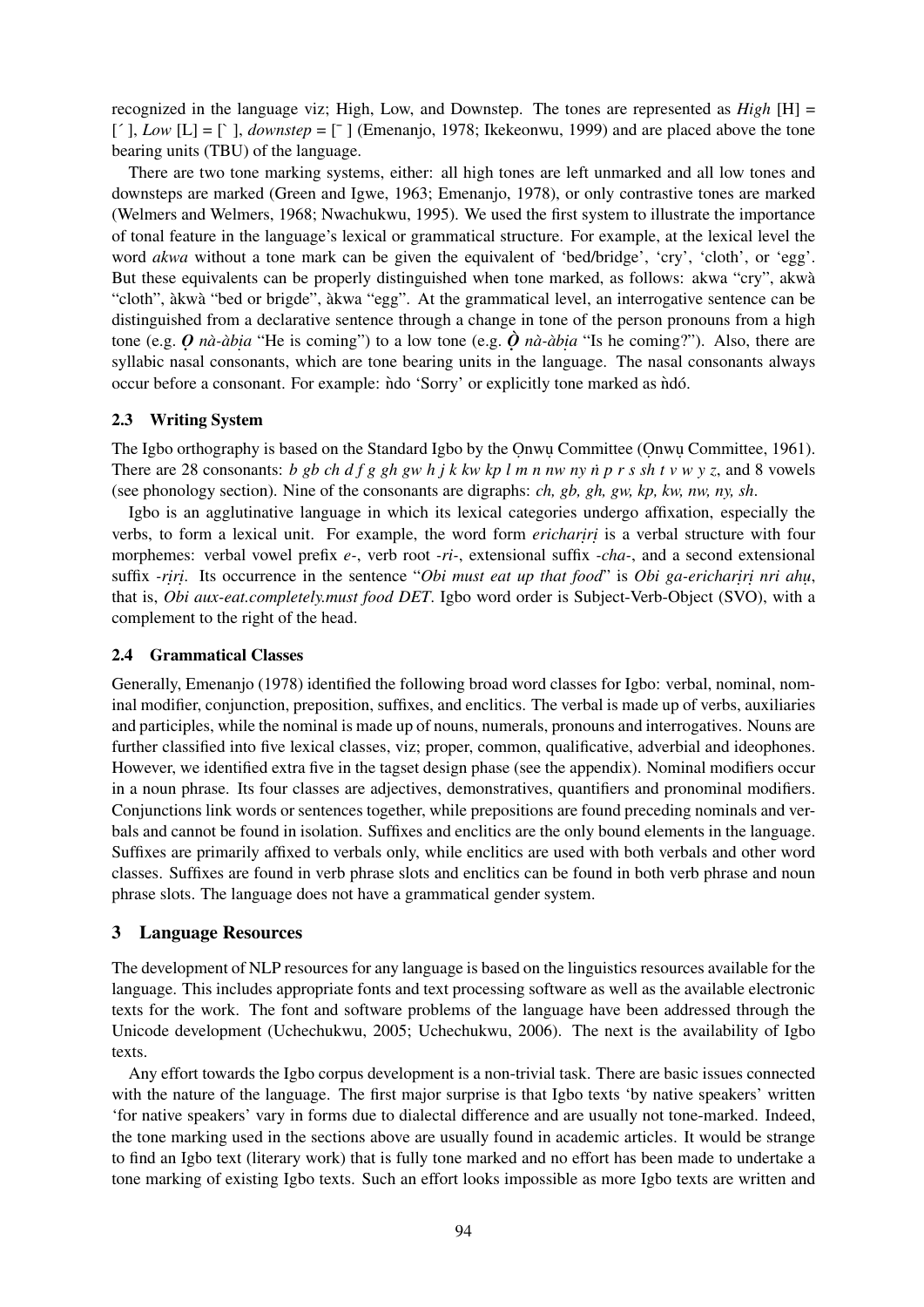recognized in the language viz; High, Low, and Downstep. The tones are represented as *High* [H] = [´ ], *Low* [L] = [` ], *downstep* = [¯ ] (Emenanjo, 1978; Ikekeonwu, 1999) and are placed above the tone bearing units (TBU) of the language.

There are two tone marking systems, either: all high tones are left unmarked and all low tones and downsteps are marked (Green and Igwe, 1963; Emenanjo, 1978), or only contrastive tones are marked (Welmers and Welmers, 1968; Nwachukwu, 1995). We used the first system to illustrate the importance of tonal feature in the language's lexical or grammatical structure. For example, at the lexical level the word *akwa* without a tone mark can be given the equivalent of 'bed/bridge', 'cry', 'cloth', or 'egg'. But these equivalents can be properly distinguished when tone marked, as follows: akwa "cry", akwà "cloth", àkwà "bed or brigde", àkwa "egg". At the grammatical level, an interrogative sentence can be distinguished from a declarative sentence through a change in tone of the person pronouns from a high tone (e.g. *Ọ nà-àbịa* "He is coming") to a low tone (e.g. *Ọ̀ nà-àbịa* "Is he coming?"). Also, there are syllabic nasal consonants, which are tone bearing units in the language. The nasal consonants always occur before a consonant. For example: ǹdo 'Sorry' or explicitly tone marked as ǹdó.

### 2.3 Writing System

The Igbo orthography is based on the Standard Igbo by the Ọnwụ Committee (Ọnwụ Committee, 1961). There are 28 consonants: *b gb ch d f g gh gw h j k kw kp l m n nw ny ṅ p r s sh t v w y z*, and 8 vowels (see phonology section). Nine of the consonants are digraphs: *ch, gb, gh, gw, kp, kw, nw, ny, sh*.

Igbo is an agglutinative language in which its lexical categories undergo affixation, especially the verbs, to form a lexical unit. For example, the word form *ericharịrị* is a verbal structure with four morphemes: verbal vowel prefix *e-*, verb root *-ri-*, extensional suffix *-cha-*, and a second extensional suffix *-rịrị*. Its occurrence in the sentence "*Obi must eat up that food*" is *Obi ga-ericharịrị nri ahụ*, that is, *Obi aux-eat.completely.must food DET*. Igbo word order is Subject-Verb-Object (SVO), with a complement to the right of the head.

### 2.4 Grammatical Classes

Generally, Emenanjo (1978) identified the following broad word classes for Igbo: verbal, nominal, nominal modifier, conjunction, preposition, suffixes, and enclitics. The verbal is made up of verbs, auxiliaries and participles, while the nominal is made up of nouns, numerals, pronouns and interrogatives. Nouns are further classified into five lexical classes, viz; proper, common, qualificative, adverbial and ideophones. However, we identified extra five in the tagset design phase (see the appendix). Nominal modifiers occur in a noun phrase. Its four classes are adjectives, demonstratives, quantifiers and pronominal modifiers. Conjunctions link words or sentences together, while prepositions are found preceding nominals and verbals and cannot be found in isolation. Suffixes and enclitics are the only bound elements in the language. Suffixes are primarily affixed to verbals only, while enclitics are used with both verbals and other word classes. Suffixes are found in verb phrase slots and enclitics can be found in both verb phrase and noun phrase slots. The language does not have a grammatical gender system.

## 3 Language Resources

The development of NLP resources for any language is based on the linguistics resources available for the language. This includes appropriate fonts and text processing software as well as the available electronic texts for the work. The font and software problems of the language have been addressed through the Unicode development (Uchechukwu, 2005; Uchechukwu, 2006). The next is the availability of Igbo texts.

Any effort towards the Igbo corpus development is a non-trivial task. There are basic issues connected with the nature of the language. The first major surprise is that Igbo texts 'by native speakers' written 'for native speakers' vary in forms due to dialectal difference and are usually not tone-marked. Indeed, the tone marking used in the sections above are usually found in academic articles. It would be strange to find an Igbo text (literary work) that is fully tone marked and no effort has been made to undertake a tone marking of existing Igbo texts. Such an effort looks impossible as more Igbo texts are written and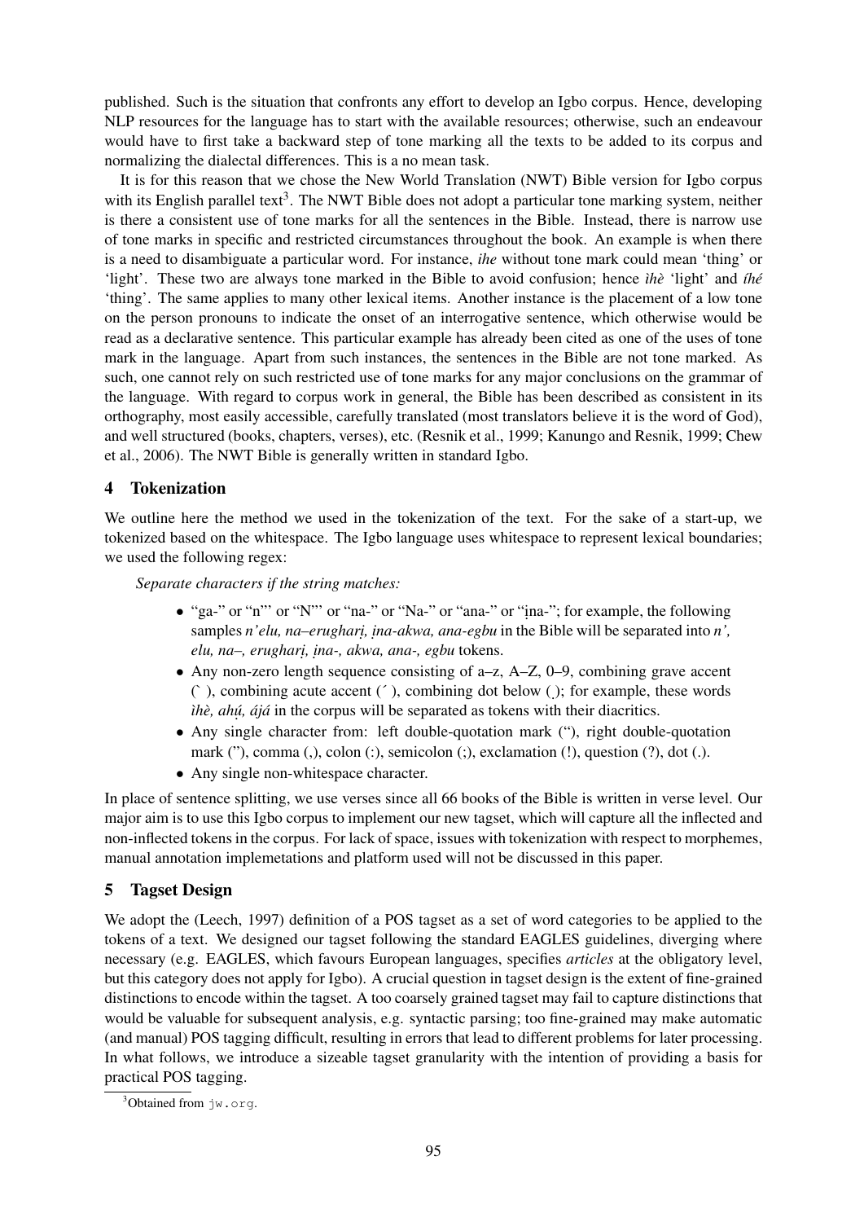published. Such is the situation that confronts any effort to develop an Igbo corpus. Hence, developing NLP resources for the language has to start with the available resources; otherwise, such an endeavour would have to first take a backward step of tone marking all the texts to be added to its corpus and normalizing the dialectal differences. This is a no mean task.

It is for this reason that we chose the New World Translation (NWT) Bible version for Igbo corpus with its English parallel text[3]. The NWT Bible does not adopt a particular tone marking system, neither is there a consistent use of tone marks for all the sentences in the Bible. Instead, there is narrow use of tone marks in specific and restricted circumstances throughout the book. An example is when there is a need to disambiguate a particular word. For instance, *ihe* without tone mark could mean 'thing' or 'light'. These two are always tone marked in the Bible to avoid confusion; hence *ìhè* 'light' and *íhé* 'thing'. The same applies to many other lexical items. Another instance is the placement of a low tone on the person pronouns to indicate the onset of an interrogative sentence, which otherwise would be read as a declarative sentence. This particular example has already been cited as one of the uses of tone mark in the language. Apart from such instances, the sentences in the Bible are not tone marked. As such, one cannot rely on such restricted use of tone marks for any major conclusions on the grammar of the language. With regard to corpus work in general, the Bible has been described as consistent in its orthography, most easily accessible, carefully translated (most translators believe it is the word of God), and well structured (books, chapters, verses), etc. (Resnik et al., 1999; Kanungo and Resnik, 1999; Chew et al., 2006). The NWT Bible is generally written in standard Igbo.

## 4 Tokenization

We outline here the method we used in the tokenization of the text. For the sake of a start-up, we tokenized based on the whitespace. The Igbo language uses whitespace to represent lexical boundaries; we used the following regex:

*Separate characters if the string matches:*

- "ga-" or "n'" or "N'" or "na-" or "Na-" or "ana-" or "ịna-"; for example, the following samples *n'elu, na–erughari̩, ịna-akwa, ana-egbu* in the Bible will be separated into *n', elu, na–, erughari̩, ịna-, akwa, ana-, egbu* tokens.
- Any non-zero length sequence consisting of a–z, A–Z, 0–9, combining grave accent ( ̀ ), combining acute accent ( ́ ), combining dot below ( ̣); for example, these words *ìhè, ahụ́, ájá* in the corpus will be separated as tokens with their diacritics.
- Any single character from: left double-quotation mark ("), right double-quotation mark ("), comma (,), colon (:), semicolon (;), exclamation (!), question (?), dot (.).
- Any single non-whitespace character.

In place of sentence splitting, we use verses since all 66 books of the Bible is written in verse level. Our major aim is to use this Igbo corpus to implement our new tagset, which will capture all the inflected and non-inflected tokens in the corpus. For lack of space, issues with tokenization with respect to morphemes, manual annotation implemetations and platform used will not be discussed in this paper.

## 5 Tagset Design

We adopt the (Leech, 1997) definition of a POS tagset as a set of word categories to be applied to the tokens of a text. We designed our tagset following the standard EAGLES guidelines, diverging where necessary (e.g. EAGLES, which favours European languages, specifies *articles* at the obligatory level, but this category does not apply for Igbo). A crucial question in tagset design is the extent of fine-grained distinctions to encode within the tagset. A too coarsely grained tagset may fail to capture distinctions that would be valuable for subsequent analysis, e.g. syntactic parsing; too fine-grained may make automatic (and manual) POS tagging difficult, resulting in errors that lead to different problems for later processing. In what follows, we introduce a sizeable tagset granularity with the intention of providing a basis for practical POS tagging.

[3] Obtained from jw.org.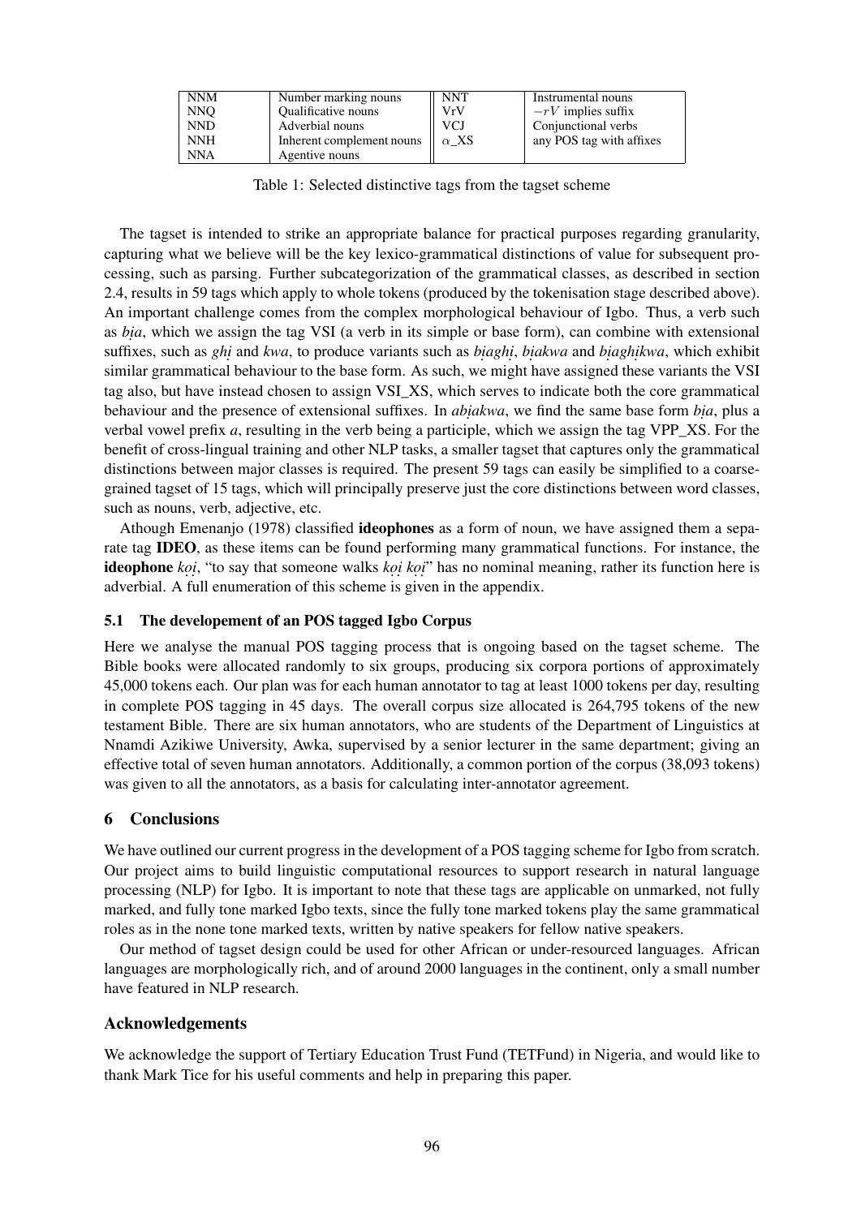| NNM | Number marking nouns | NNT | Instrumental nouns |
|---|---|---|---|
| NNQ | Qualificative nouns | VrV | $-rV$ implies suffix |
| NND | Adverbial nouns | VCJ | Conjunctional verbs |
| NNH | Inherent complement nouns | $\alpha$_XS | any POS tag with affixes |
| NNA | Agentive nouns | | |

Table 1: Selected distinctive tags from the tagset scheme

The tagset is intended to strike an appropriate balance for practical purposes regarding granularity, capturing what we believe will be the key lexico-grammatical distinctions of value for subsequent processing, such as parsing. Further subcategorization of the grammatical classes, as described in section 2.4, results in 59 tags which apply to whole tokens (produced by the tokenisation stage described above). An important challenge comes from the complex morphological behaviour of Igbo. Thus, a verb such as *bịa*, which we assign the tag VSI (a verb in its simple or base form), can combine with extensional suffixes, such as *ghị* and *kwa*, to produce variants such as *bịaghị*, *bịakwa* and *bịaghịkwa*, which exhibit similar grammatical behaviour to the base form. As such, we might have assigned these variants the VSI tag also, but have instead chosen to assign VSI_XS, which serves to indicate both the core grammatical behaviour and the presence of extensional suffixes. In *abịakwa*, we find the same base form *bịa*, plus a verbal vowel prefix *a*, resulting in the verb being a participle, which we assign the tag VPP_XS. For the benefit of cross-lingual training and other NLP tasks, a smaller tagset that captures only the grammatical distinctions between major classes is required. The present 59 tags can easily be simplified to a coarse-grained tagset of 15 tags, which will principally preserve just the core distinctions between word classes, such as nouns, verb, adjective, etc.

Althouh Emenanjo (1978) classified **ideophones** as a form of noun, we have assigned them a separate tag **IDEO**, as these items can be found performing many grammatical functions. For instance, the **ideophone** *kọị*, "to say that someone walks *kọị kọị*" has no nominal meaning, rather its function here is adverbial. A full enumeration of this scheme is given in the appendix.

### 5.1 The developement of an POS tagged Igbo Corpus

Here we analyse the manual POS tagging process that is ongoing based on the tagset scheme. The Bible books were allocated randomly to six groups, producing six corpora portions of approximately 45,000 tokens each. Our plan was for each human annotator to tag at least 1000 tokens per day, resulting in complete POS tagging in 45 days. The overall corpus size allocated is 264,795 tokens of the new testament Bible. There are six human annotators, who are students of the Department of Linguistics at Nnamdi Azikiwe University, Awka, supervised by a senior lecturer in the same department; giving an effective total of seven human annotators. Additionally, a common portion of the corpus (38,093 tokens) was given to all the annotators, as a basis for calculating inter-annotator agreement.

## 6 Conclusions

We have outlined our current progress in the development of a POS tagging scheme for Igbo from scratch. Our project aims to build linguistic computational resources to support research in natural language processing (NLP) for Igbo. It is important to note that these tags are applicable on unmarked, not fully marked, and fully tone marked Igbo texts, since the fully tone marked tokens play the same grammatical roles as in the none tone marked texts, written by native speakers for fellow native speakers.

Our method of tagset design could be used for other African or under-resourced languages. African languages are morphologically rich, and of around 2000 languages in the continent, only a small number have featured in NLP research.

## Acknowledgements

We acknowledge the support of Tertiary Education Trust Fund (TETFund) in Nigeria, and would like to thank Mark Tice for his useful comments and help in preparing this paper.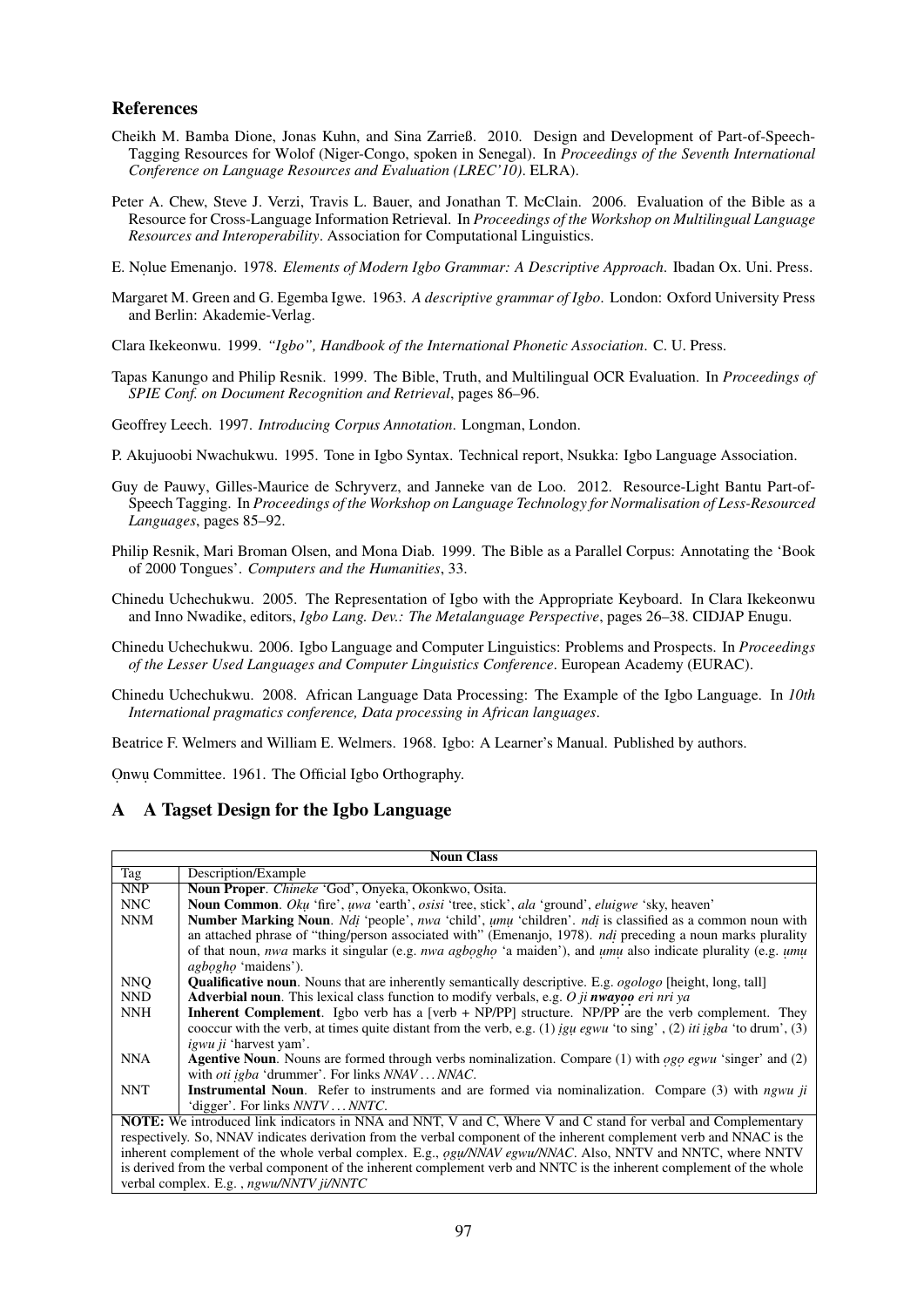## References

Cheikh M. Bamba Dione, Jonas Kuhn, and Sina Zarrieß. 2010. Design and Development of Part-of-Speech-Tagging Resources for Wolof (Niger-Congo, spoken in Senegal). In *Proceedings of the Seventh International Conference on Language Resources and Evaluation (LREC'10)*. ELRA).

Peter A. Chew, Steve J. Verzi, Travis L. Bauer, and Jonathan T. McClain. 2006. Evaluation of the Bible as a Resource for Cross-Language Information Retrieval. In *Proceedings of the Workshop on Multilingual Language Resources and Interoperability*. Association for Computational Linguistics.

E. Nọlue Emenanjo. 1978. *Elements of Modern Igbo Grammar: A Descriptive Approach*. Ibadan Ox. Uni. Press.

Margaret M. Green and G. Egemba Igwe. 1963. *A descriptive grammar of Igbo*. London: Oxford University Press and Berlin: Akademie-Verlag.

Clara Ikekeonwu. 1999. *"Igbo", Handbook of the International Phonetic Association*. C. U. Press.

Tapas Kanungo and Philip Resnik. 1999. The Bible, Truth, and Multilingual OCR Evaluation. In *Proceedings of SPIE Conf. on Document Recognition and Retrieval*, pages 86–96.

Geoffrey Leech. 1997. *Introducing Corpus Annotation*. Longman, London.

P. Akujuoobi Nwachukwu. 1995. Tone in Igbo Syntax. Technical report, Nsukka: Igbo Language Association.

Guy de Pauwy, Gilles-Maurice de Schryverz, and Janneke van de Loo. 2012. Resource-Light Bantu Part-of-Speech Tagging. In *Proceedings of the Workshop on Language Technology for Normalisation of Less-Resourced Languages*, pages 85–92.

Philip Resnik, Mari Broman Olsen, and Mona Diab. 1999. The Bible as a Parallel Corpus: Annotating the 'Book of 2000 Tongues'. *Computers and the Humanities*, 33.

Chinedu Uchechukwu. 2005. The Representation of Igbo with the Appropriate Keyboard. In Clara Ikekeonwu and Inno Nwadike, editors, *Igbo Lang. Dev.: The Metalanguage Perspective*, pages 26–38. CIDJAP Enugu.

Chinedu Uchechukwu. 2006. Igbo Language and Computer Linguistics: Problems and Prospects. In *Proceedings of the Lesser Used Languages and Computer Linguistics Conference*. European Academy (EURAC).

Chinedu Uchechukwu. 2008. African Language Data Processing: The Example of the Igbo Language. In *10th International pragmatics conference, Data processing in African languages*.

Beatrice F. Welmers and William E. Welmers. 1968. Igbo: A Learner's Manual. Published by authors.

Ọnwụ Committee. 1961. The Official Igbo Orthography.

## A A Tagset Design for the Igbo Language

| Noun Class | |
|---|---|
| Tag | Description/Example |
| NNP | **Noun Proper**. *Chineke* 'God', Onyeka, Okonkwo, Osita. |
| NNC | **Noun Common**. *Okụ* 'fire', *ụwa* 'earth', *osisi* 'tree, stick', *ala* 'ground', *eluigwe* 'sky, heaven' |
| NNM | **Number Marking Noun**. *Ndị* 'people', *nwa* 'child', *ụmụ* 'children'. *ndị* is classified as a common noun with an attached phrase of "thing/person associated with" (Emenanjo, 1978). *ndị* preceding a noun marks plurality of that noun, *nwa* marks it singular (e.g. *nwa agbọghọ* 'a maiden'), and *ụmụ* also indicate plurality (e.g. *ụmụ agbọghọ* 'maidens'). |
| NNQ | **Qualificative noun**. Nouns that are inherently semantically descriptive. E.g. *ogologo* [height, long, tall] |
| NND | **Adverbial noun**. This lexical class function to modify verbals, e.g. *O ji **nwayọọ** eri nri ya* |
| NNH | **Inherent Complement**. Igbo verb has a [verb + NP/PP] structure. NP/PP are the verb complement. They cooccur with the verb, at times quite distant from the verb, e.g. (1) *ịgụ egwu* 'to sing' , (2) *iti ịgba* 'to drum', (3) *igwu ji* 'harvest yam'. |
| NNA | **Agentive Noun**. Nouns are formed through verbs nominalization. Compare (1) with *ọgọ egwu* 'singer' and (2) with *oti ịgba* 'drummer'. For links *NNAV ... NNAC*. |
| NNT | **Instrumental Noun**. Refer to instruments and are formed via nominalization. Compare (3) with *ngwu ji* 'digger'. For links *NNTV ... NNTC*. |
| **NOTE:** We introduced link indicators in NNA and NNT, V and C, Where V and C stand for verbal and Complementary respectively. So, NNAV indicates derivation from the verbal component of the inherent complement verb and NNAC is the inherent complement of the whole verbal complex. E.g., *ọgụ/NNAV egwu/NNAC*. Also, NNTV and NNTC, where NNTV is derived from the verbal component of the inherent complement verb and NNTC is the inherent complement of the whole verbal complex. E.g. , *ngwu/NNTV ji/NNTC* | |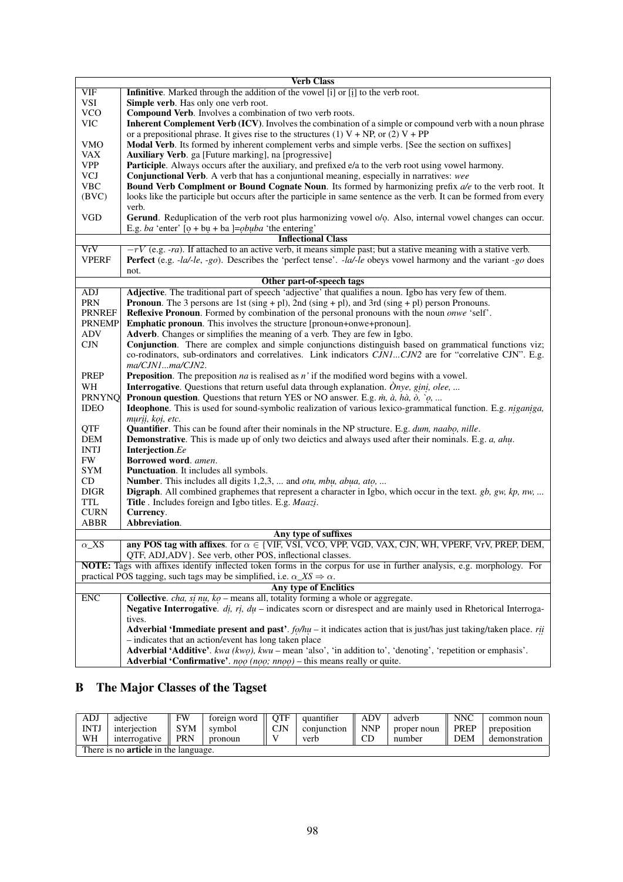| | |
|---|---|
| **Verb Class** | |
| VIF | **Infinitive**. Marked through the addition of the vowel [i] or [ị] to the verb root. |
| VSI | **Simple verb**. Has only one verb root. |
| VCO | **Compound Verb**. Involves a combination of two verb roots. |
| VIC | **Inherent Complement Verb (ICV)**. Involves the combination of a simple or compound verb with a noun phrase or a prepositional phrase. It gives rise to the structures (1) V + NP, or (2) V + PP |
| VMO | **Modal Verb**. Its formed by inherent complement verbs and simple verbs. [See the section on suffixes] |
| VAX | **Auxiliary Verb**. ga [Future marking], na [progressive] |
| VPP | **Participle**. Always occurs after the auxiliary, and prefixed e/a to the verb root using vowel harmony. |
| VCJ | **Conjunctional Verb**. A verb that has a conjuntional meaning, especially in narratives: *wee* |
| VBC (BVC) | **Bound Verb Complment or Bound Cognate Noun**. Its formed by harmonizing prefix *a/e* to the verb root. It looks like the participle but occurs after the participle in same sentence as the verb. It can be formed from every verb. |
| VGD | **Gerund**. Reduplication of the verb root plus harmonizing vowel o/ọ. Also, internal vowel changes can occur. E.g. *ba* 'enter' [ọ + bụ + ba ]=*ọbụba* 'the entering' |
| **Inflectional Class** | |
| VrV | $-rV$ (e.g. *-ra*). If attached to an active verb, it means simple past; but a stative meaning with a stative verb. |
| VPERF | **Perfect** (e.g. *-la/-le*, *-go*). Describes the 'perfect tense'. *-la/-le* obeys vowel harmony and the variant *-go* does not. |
| **Other part-of-speech tags** | |
| ADJ | **Adjective**. The traditional part of speech 'adjective' that qualifies a noun. Igbo has very few of them. |
| PRN | **Pronoun**. The 3 persons are 1st (sing + pl), 2nd (sing + pl), and 3rd (sing + pl) person Pronouns. |
| PRNREF | **Reflexive Pronoun**. Formed by combination of the personal pronouns with the noun *onwe* 'self'. |
| PRNEMP | **Emphatic pronoun**. This involves the structure [pronoun+onwe+pronoun]. |
| ADV | **Adverb**. Changes or simplifies the meaning of a verb. They are few in Igbo. |
| CJN | **Conjunction**. There are complex and simple conjunctions distinguish based on grammatical functions viz; co-rodinators, sub-ordinators and correlatives. Link indicators *CJN1...CJN2* are for "correlative CJN". E.g. *ma/CJN1...ma/CJN2*. |
| PREP | **Preposition**. The preposition *na* is realised as *n'* if the modified word begins with a vowel. |
| WH | **Interrogative**. Questions that return useful data through explanation. *Ònye, gịnị, olee, ...* |
| PRNYNQ | **Pronoun question**. Questions that return YES or NO answer. E.g. *m̀, à, hà, ò, `ọ, ...* |
| IDEO | **Ideophone**. This is used for sound-symbolic realization of various lexico-grammatical function. E.g. *nịganịga, mụrịị, kọị, etc.* |
| QTF | **Quantifier**. This can be found after their nominals in the NP structure. E.g. *dum, naabọ, nille*. |
| DEM | **Demonstrative**. This is made up of only two deictics and always used after their nominals. E.g. *a, ahụ*. |
| INTJ | **Interjection**.*Ee* |
| FW | **Borrowed word**. *amen*. |
| SYM | **Punctuation**. It includes all symbols. |
| CD | **Number**. This includes all digits 1,2,3, ... and *otu, mbụ, abụa, atọ, ...* |
| DIGR | **Digraph**. All combined graphemes that represent a character in Igbo, which occur in the text. *gb, gw, kp, nw, ...* |
| TTL | **Title** . Includes foreign and Igbo titles. E.g. *Maazị*. |
| CURN | **Currency**. |
| ABBR | **Abbreviation**. |
| **Any type of suffixes** | |
| $\alpha$_XS | **any POS tag with affixes**. for $\alpha \in$ {VIF, VSI, VCO, VPP, VGD, VAX, CJN, WH, VPERF, VrV, PREP, DEM, QTF, ADJ,ADV}. See verb, other POS, inflectional classes. |
| **NOTE:** Tags with affixes identify inflected token forms in the corpus for use in further analysis, e.g. morphology. For practical POS tagging, such tags may be simplified, i.e. $\alpha$*_XS* $\Rightarrow \alpha$. | |
| **Any type of Enclitics** | |
| ENC | **Collective**. *cha, sị nụ, kọ* – means all, totality forming a whole or aggregate.<br>**Negative Interrogative**. *dị, rị, dụ* – indicates scorn or disrespect and are mainly used in Rhetorical Interrogatives.<br>**Adverbial 'Immediate present and past'**. *fọ/hụ* – it indicates action that is just/has just taking/taken place. *rịị* – indicates that an action/event has long taken place<br>**Adverbial 'Additive'**. *kwa (kwọ), kwu* – mean 'also', 'in addition to', 'denoting', 'repetition or emphasis'.<br>**Adverbial 'Confirmative'**. *nọọ (nọọ; nnọọ)* – this means really or quite. |

## B The Major Classes of the Tagset

| | | | | | | | | | |
|---|---|---|---|---|---|---|---|---|---|
| ADJ | adjective | FW | foreign word | QTF | quantifier | ADV | adverb | NNC | common noun |
| INTJ | interjection | SYM | symbol | CJN | conjunction | NNP | proper noun | PREP | preposition |
| WH | interrogative | PRN | pronoun | V | verb | CD | number | DEM | demonstration |
| There is no **article** in the language. | | | | | | | | | |